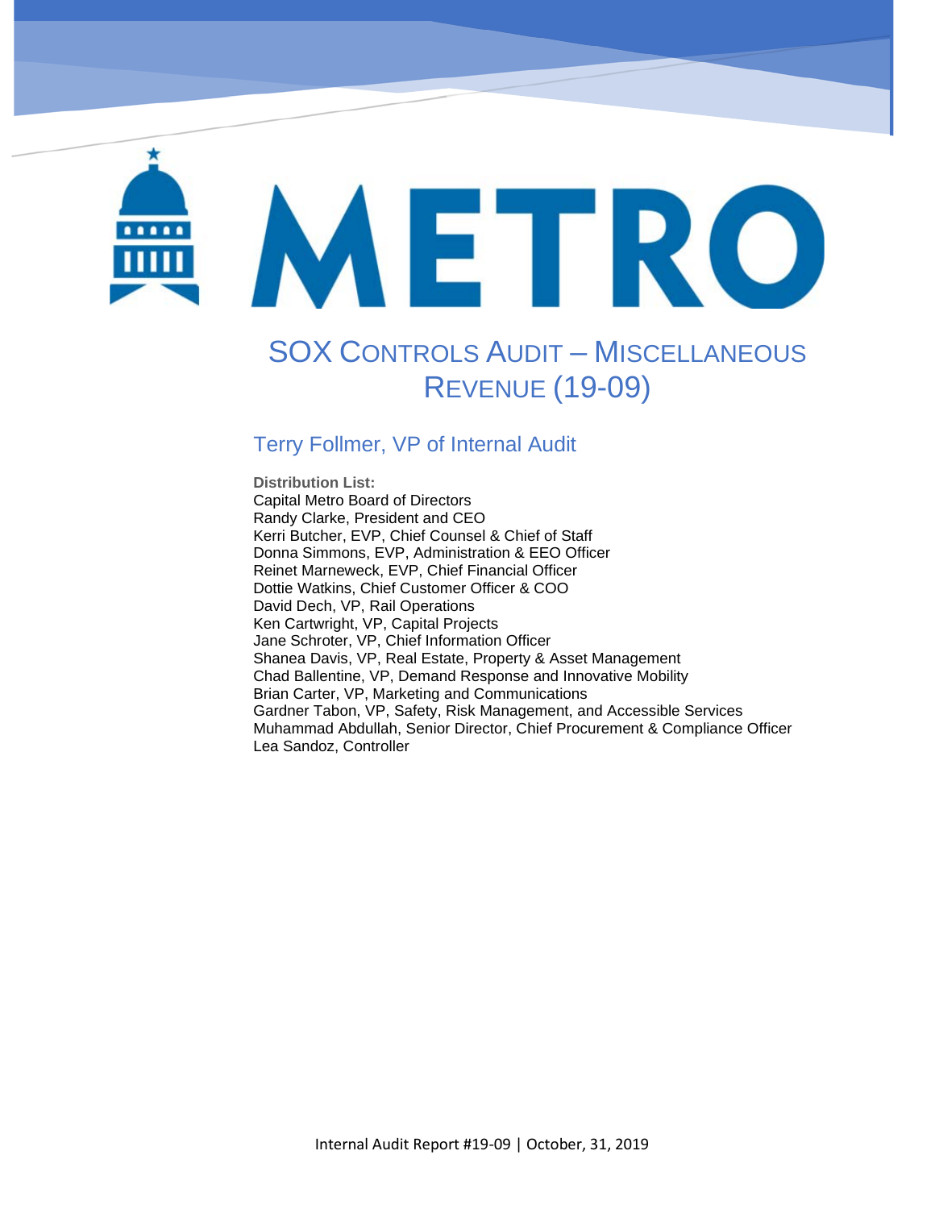# METRO

# SOX CONTROLS AUDIT – MISCELLANEOUS REVENUE (19-09)

## Terry Follmer, VP of Internal Audit

**Distribution List:**
Capital Metro Board of Directors
Randy Clarke, President and CEO
Kerri Butcher, EVP, Chief Counsel & Chief of Staff
Donna Simmons, EVP, Administration & EEO Officer
Reinet Marneweck, EVP, Chief Financial Officer
Dottie Watkins, Chief Customer Officer & COO
David Dech, VP, Rail Operations
Ken Cartwright, VP, Capital Projects
Jane Schroter, VP, Chief Information Officer
Shanea Davis, VP, Real Estate, Property & Asset Management
Chad Ballentine, VP, Demand Response and Innovative Mobility
Brian Carter, VP, Marketing and Communications
Gardner Tabon, VP, Safety, Risk Management, and Accessible Services
Muhammad Abdullah, Senior Director, Chief Procurement & Compliance Officer
Lea Sandoz, Controller

Internal Audit Report #19-09 | October, 31, 2019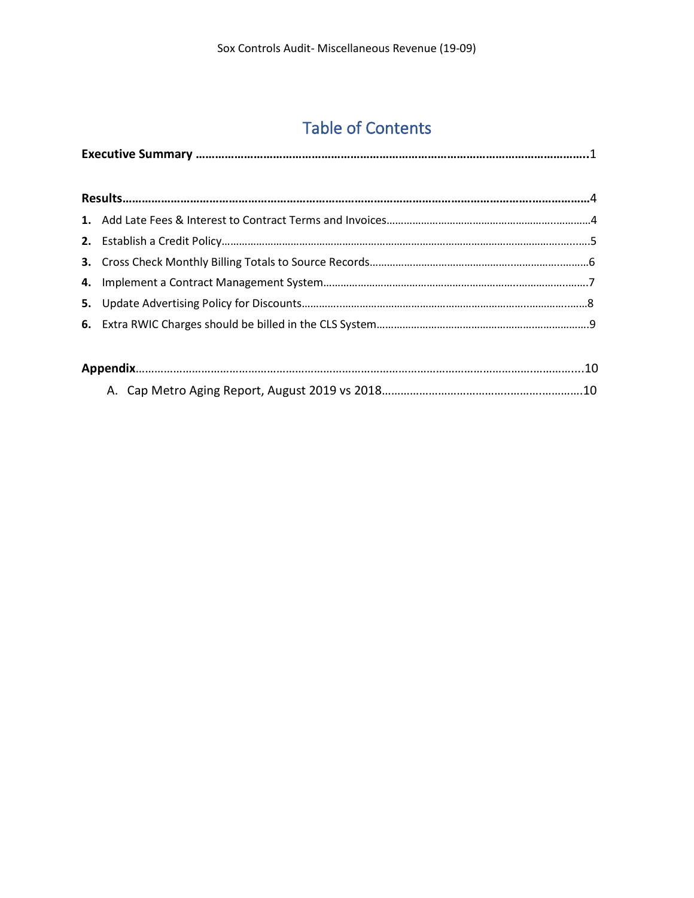# Table of Contents

**Executive Summary** ........................................................................................................................1

**Results**......................................................................................................................................4

1. Add Late Fees & Interest to Contract Terms and Invoices..................................................4
2. Establish a Credit Policy.......................................................................................................5
3. Cross Check Monthly Billing Totals to Source Records.......................................................6
4. Implement a Contract Management System......................................................................7
5. Update Advertising Policy for Discounts.............................................................................8
6. Extra RWIC Charges should be billed in the CLS System....................................................9

**Appendix**...................................................................................................................................10

A. Cap Metro Aging Report, August 2019 vs 2018.................................................................10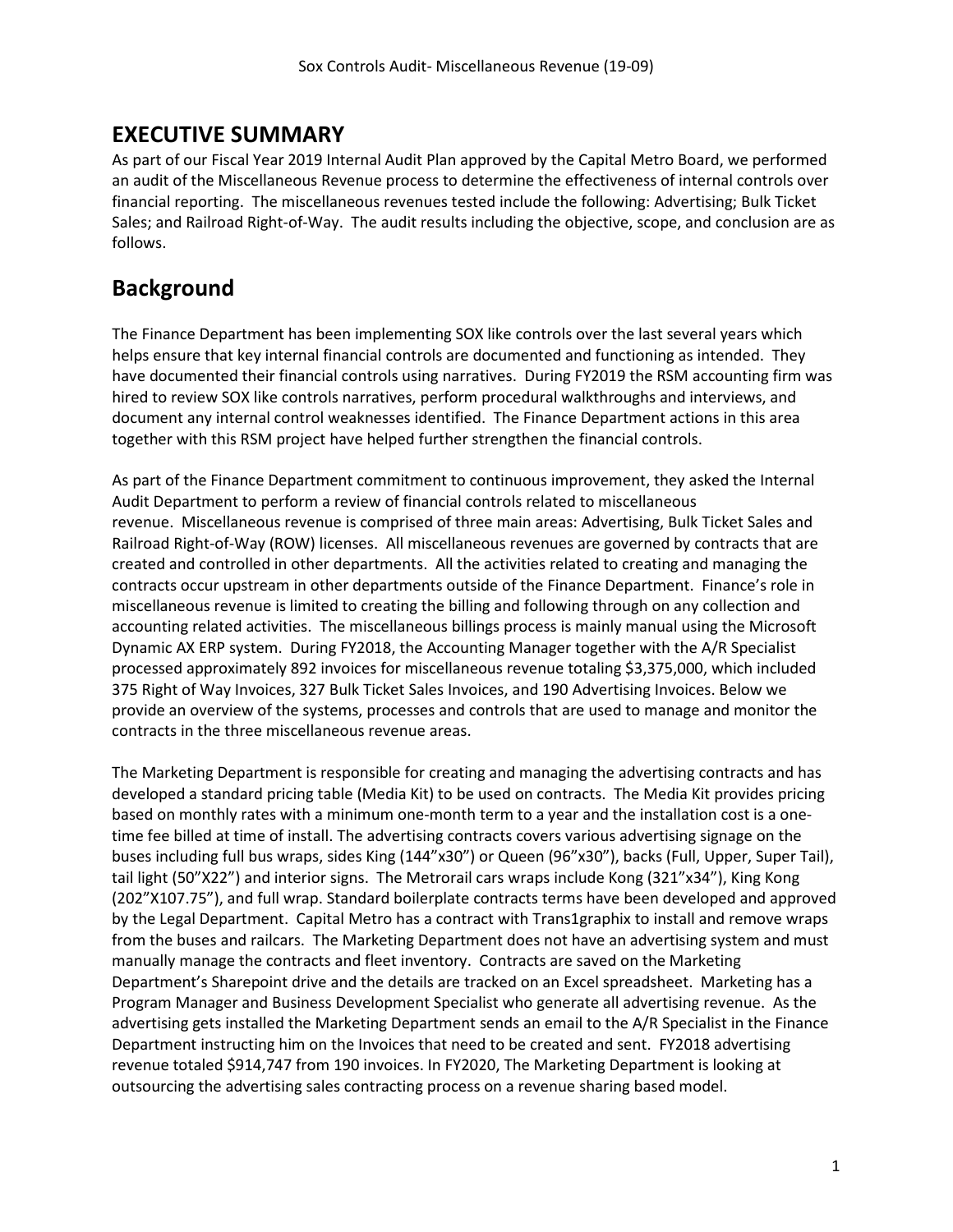## EXECUTIVE SUMMARY

As part of our Fiscal Year 2019 Internal Audit Plan approved by the Capital Metro Board, we performed an audit of the Miscellaneous Revenue process to determine the effectiveness of internal controls over financial reporting. The miscellaneous revenues tested include the following: Advertising; Bulk Ticket Sales; and Railroad Right-of-Way. The audit results including the objective, scope, and conclusion are as follows.

## Background

The Finance Department has been implementing SOX like controls over the last several years which helps ensure that key internal financial controls are documented and functioning as intended. They have documented their financial controls using narratives. During FY2019 the RSM accounting firm was hired to review SOX like controls narratives, perform procedural walkthroughs and interviews, and document any internal control weaknesses identified. The Finance Department actions in this area together with this RSM project have helped further strengthen the financial controls.

As part of the Finance Department commitment to continuous improvement, they asked the Internal Audit Department to perform a review of financial controls related to miscellaneous revenue. Miscellaneous revenue is comprised of three main areas: Advertising, Bulk Ticket Sales and Railroad Right-of-Way (ROW) licenses. All miscellaneous revenues are governed by contracts that are created and controlled in other departments. All the activities related to creating and managing the contracts occur upstream in other departments outside of the Finance Department. Finance's role in miscellaneous revenue is limited to creating the billing and following through on any collection and accounting related activities. The miscellaneous billings process is mainly manual using the Microsoft Dynamic AX ERP system. During FY2018, the Accounting Manager together with the A/R Specialist processed approximately 892 invoices for miscellaneous revenue totaling $3,375,000, which included 375 Right of Way Invoices, 327 Bulk Ticket Sales Invoices, and 190 Advertising Invoices. Below we provide an overview of the systems, processes and controls that are used to manage and monitor the contracts in the three miscellaneous revenue areas.

The Marketing Department is responsible for creating and managing the advertising contracts and has developed a standard pricing table (Media Kit) to be used on contracts. The Media Kit provides pricing based on monthly rates with a minimum one-month term to a year and the installation cost is a one-time fee billed at time of install. The advertising contracts covers various advertising signage on the buses including full bus wraps, sides King (144"x30") or Queen (96"x30"), backs (Full, Upper, Super Tail), tail light (50"X22") and interior signs. The Metrorail cars wraps include Kong (321"x34"), King Kong (202"X107.75"), and full wrap. Standard boilerplate contracts terms have been developed and approved by the Legal Department. Capital Metro has a contract with Trans1graphix to install and remove wraps from the buses and railcars. The Marketing Department does not have an advertising system and must manually manage the contracts and fleet inventory. Contracts are saved on the Marketing Department's Sharepoint drive and the details are tracked on an Excel spreadsheet. Marketing has a Program Manager and Business Development Specialist who generate all advertising revenue. As the advertising gets installed the Marketing Department sends an email to the A/R Specialist in the Finance Department instructing him on the Invoices that need to be created and sent. FY2018 advertising revenue totaled $914,747 from 190 invoices. In FY2020, The Marketing Department is looking at outsourcing the advertising sales contracting process on a revenue sharing based model.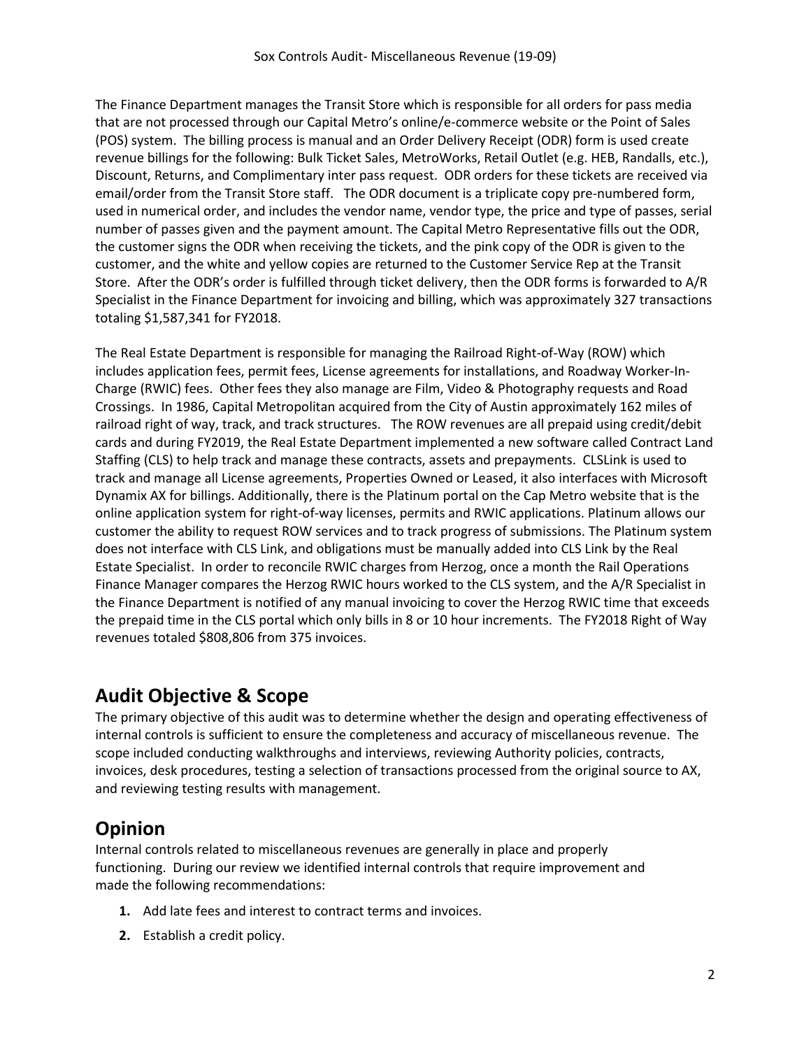The Finance Department manages the Transit Store which is responsible for all orders for pass media that are not processed through our Capital Metro's online/e-commerce website or the Point of Sales (POS) system. The billing process is manual and an Order Delivery Receipt (ODR) form is used create revenue billings for the following: Bulk Ticket Sales, MetroWorks, Retail Outlet (e.g. HEB, Randalls, etc.), Discount, Returns, and Complimentary inter pass request. ODR orders for these tickets are received via email/order from the Transit Store staff. The ODR document is a triplicate copy pre-numbered form, used in numerical order, and includes the vendor name, vendor type, the price and type of passes, serial number of passes given and the payment amount. The Capital Metro Representative fills out the ODR, the customer signs the ODR when receiving the tickets, and the pink copy of the ODR is given to the customer, and the white and yellow copies are returned to the Customer Service Rep at the Transit Store. After the ODR's order is fulfilled through ticket delivery, then the ODR forms is forwarded to A/R Specialist in the Finance Department for invoicing and billing, which was approximately 327 transactions totaling $1,587,341 for FY2018.

The Real Estate Department is responsible for managing the Railroad Right-of-Way (ROW) which includes application fees, permit fees, License agreements for installations, and Roadway Worker-In-Charge (RWIC) fees. Other fees they also manage are Film, Video & Photography requests and Road Crossings. In 1986, Capital Metropolitan acquired from the City of Austin approximately 162 miles of railroad right of way, track, and track structures. The ROW revenues are all prepaid using credit/debit cards and during FY2019, the Real Estate Department implemented a new software called Contract Land Staffing (CLS) to help track and manage these contracts, assets and prepayments. CLSLink is used to track and manage all License agreements, Properties Owned or Leased, it also interfaces with Microsoft Dynamix AX for billings. Additionally, there is the Platinum portal on the Cap Metro website that is the online application system for right-of-way licenses, permits and RWIC applications. Platinum allows our customer the ability to request ROW services and to track progress of submissions. The Platinum system does not interface with CLS Link, and obligations must be manually added into CLS Link by the Real Estate Specialist. In order to reconcile RWIC charges from Herzog, once a month the Rail Operations Finance Manager compares the Herzog RWIC hours worked to the CLS system, and the A/R Specialist in the Finance Department is notified of any manual invoicing to cover the Herzog RWIC time that exceeds the prepaid time in the CLS portal which only bills in 8 or 10 hour increments. The FY2018 Right of Way revenues totaled $808,806 from 375 invoices.

## Audit Objective & Scope

The primary objective of this audit was to determine whether the design and operating effectiveness of internal controls is sufficient to ensure the completeness and accuracy of miscellaneous revenue. The scope included conducting walkthroughs and interviews, reviewing Authority policies, contracts, invoices, desk procedures, testing a selection of transactions processed from the original source to AX, and reviewing testing results with management.

## Opinion

Internal controls related to miscellaneous revenues are generally in place and properly functioning. During our review we identified internal controls that require improvement and made the following recommendations:

1. Add late fees and interest to contract terms and invoices.
2. Establish a credit policy.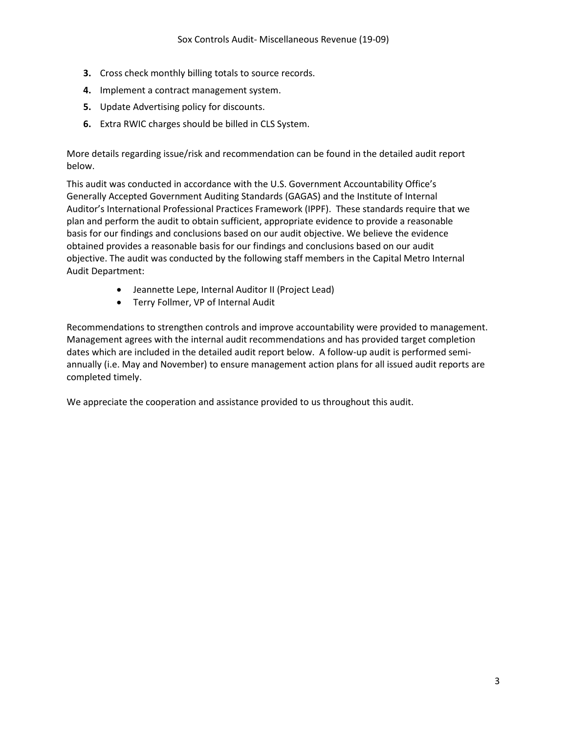3. Cross check monthly billing totals to source records.
4. Implement a contract management system.
5. Update Advertising policy for discounts.
6. Extra RWIC charges should be billed in CLS System.

More details regarding issue/risk and recommendation can be found in the detailed audit report below.

This audit was conducted in accordance with the U.S. Government Accountability Office's Generally Accepted Government Auditing Standards (GAGAS) and the Institute of Internal Auditor's International Professional Practices Framework (IPPF). These standards require that we plan and perform the audit to obtain sufficient, appropriate evidence to provide a reasonable basis for our findings and conclusions based on our audit objective. We believe the evidence obtained provides a reasonable basis for our findings and conclusions based on our audit objective. The audit was conducted by the following staff members in the Capital Metro Internal Audit Department:

- Jeannette Lepe, Internal Auditor II (Project Lead)
- Terry Follmer, VP of Internal Audit

Recommendations to strengthen controls and improve accountability were provided to management. Management agrees with the internal audit recommendations and has provided target completion dates which are included in the detailed audit report below. A follow-up audit is performed semi-annually (i.e. May and November) to ensure management action plans for all issued audit reports are completed timely.

We appreciate the cooperation and assistance provided to us throughout this audit.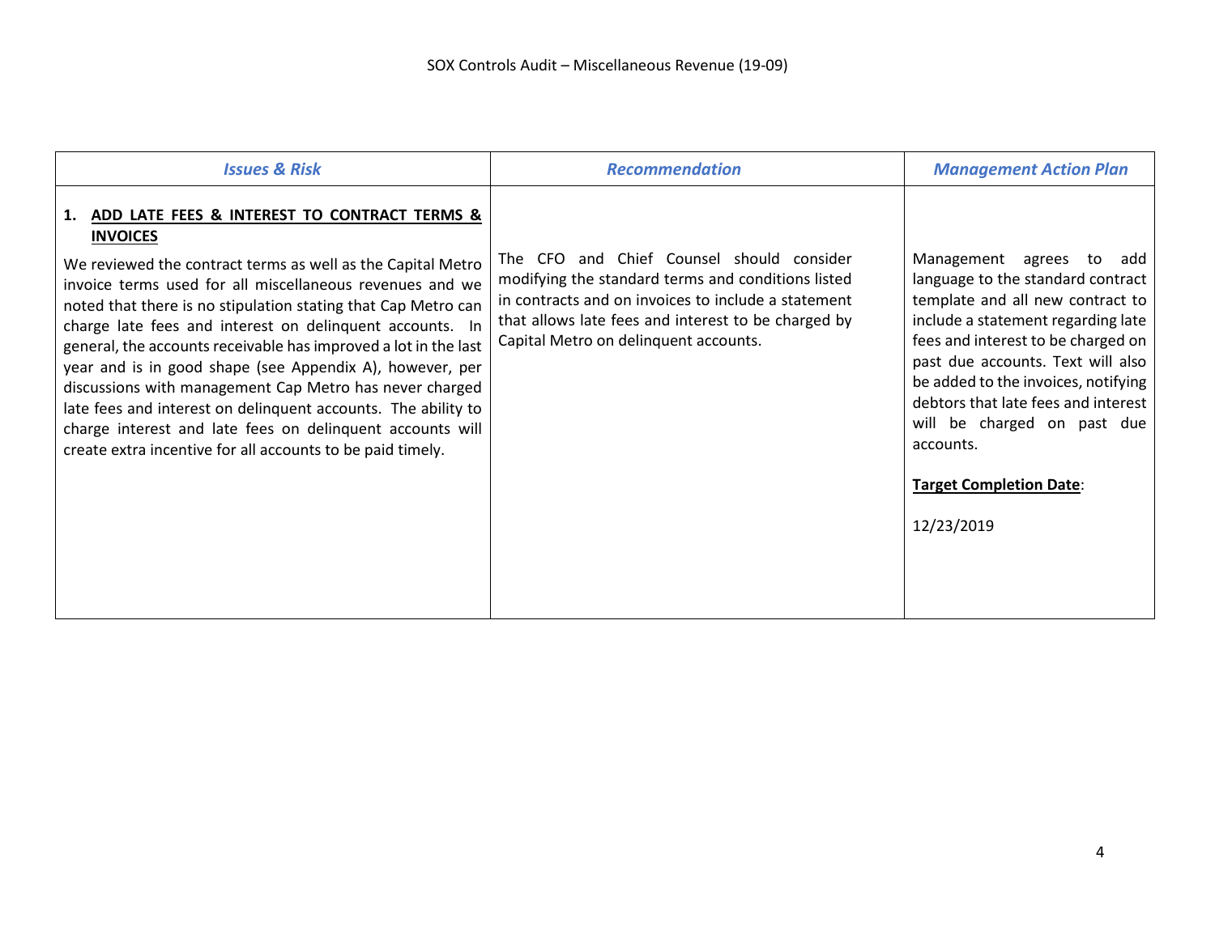| *Issues & Risk* | *Recommendation* | *Management Action Plan* |
|---|---|---|
| **1. ADD LATE FEES & INTEREST TO CONTRACT TERMS & INVOICES**<br><br>We reviewed the contract terms as well as the Capital Metro invoice terms used for all miscellaneous revenues and we noted that there is no stipulation stating that Cap Metro can charge late fees and interest on delinquent accounts. In general, the accounts receivable has improved a lot in the last year and is in good shape (see Appendix A), however, per discussions with management Cap Metro has never charged late fees and interest on delinquent accounts. The ability to charge interest and late fees on delinquent accounts will create extra incentive for all accounts to be paid timely. | The CFO and Chief Counsel should consider modifying the standard terms and conditions listed in contracts and on invoices to include a statement that allows late fees and interest to be charged by Capital Metro on delinquent accounts. | Management agrees to add language to the standard contract template and all new contract to include a statement regarding late fees and interest to be charged on past due accounts. Text will also be added to the invoices, notifying debtors that late fees and interest will be charged on past due accounts.<br><br>**Target Completion Date**:<br><br>12/23/2019 |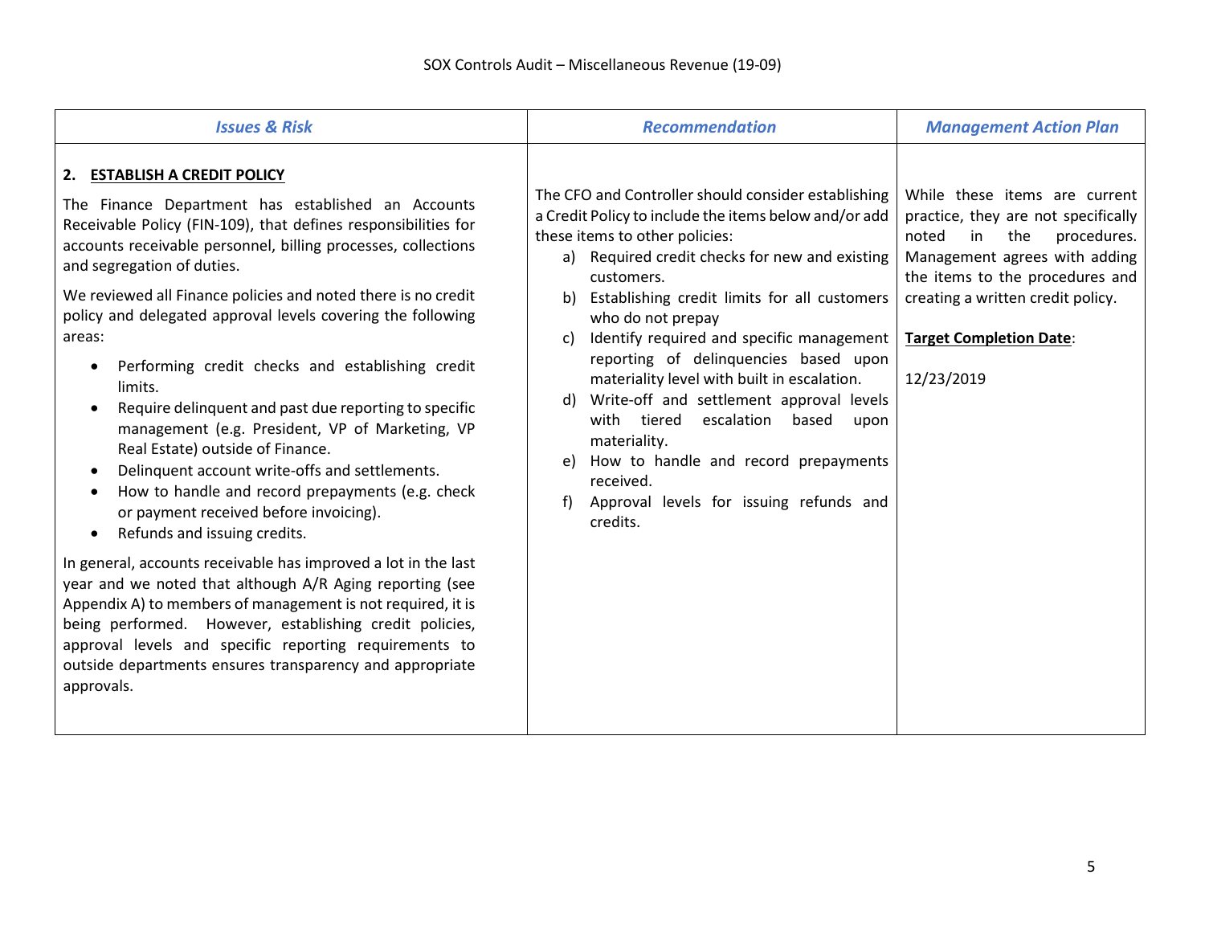| *Issues & Risk* | *Recommendation* | *Management Action Plan* |
|---|---|---|
| **2. ESTABLISH A CREDIT POLICY**<br><br>The Finance Department has established an Accounts Receivable Policy (FIN-109), that defines responsibilities for accounts receivable personnel, billing processes, collections and segregation of duties.<br><br>We reviewed all Finance policies and noted there is no credit policy and delegated approval levels covering the following areas:<br><br>• Performing credit checks and establishing credit limits.<br>• Require delinquent and past due reporting to specific management (e.g. President, VP of Marketing, VP Real Estate) outside of Finance.<br>• Delinquent account write-offs and settlements.<br>• How to handle and record prepayments (e.g. check or payment received before invoicing).<br>• Refunds and issuing credits.<br><br>In general, accounts receivable has improved a lot in the last year and we noted that although A/R Aging reporting (see Appendix A) to members of management is not required, it is being performed. However, establishing credit policies, approval levels and specific reporting requirements to outside departments ensures transparency and appropriate approvals. | The CFO and Controller should consider establishing a Credit Policy to include the items below and/or add these items to other policies:<br><br>a) Required credit checks for new and existing customers.<br>b) Establishing credit limits for all customers who do not prepay<br>c) Identify required and specific management reporting of delinquencies based upon materiality level with built in escalation.<br>d) Write-off and settlement approval levels with tiered escalation based upon materiality.<br>e) How to handle and record prepayments received.<br>f) Approval levels for issuing refunds and credits. | While these items are current practice, they are not specifically noted in the procedures. Management agrees with adding the items to the procedures and creating a written credit policy.<br><br>**Target Completion Date**:<br><br>12/23/2019 |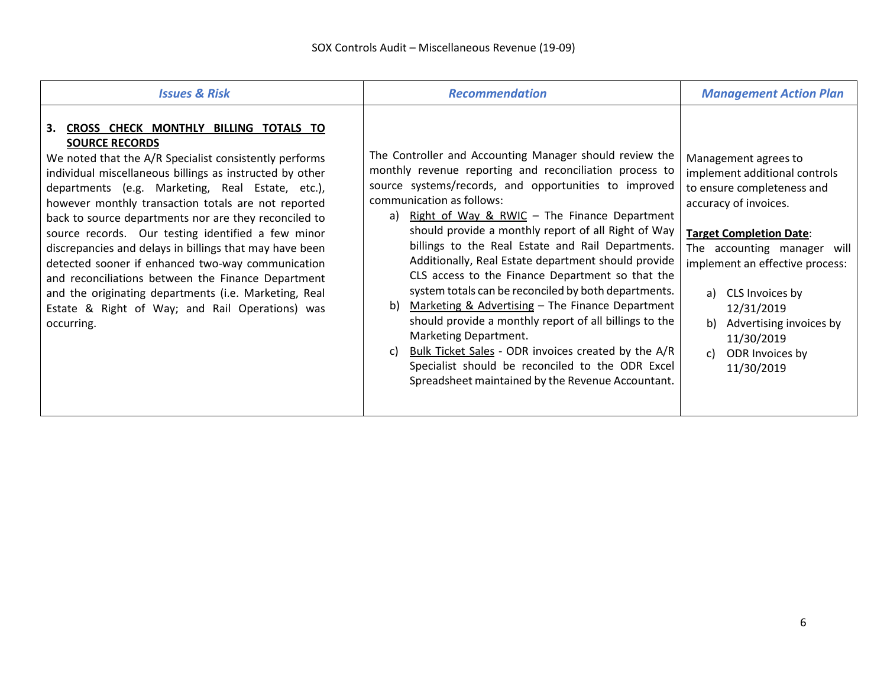SOX Controls Audit – Miscellaneous Revenue (19-09)

| *Issues & Risk* | *Recommendation* | *Management Action Plan* |
|---|---|---|
| **3. <u>CROSS CHECK MONTHLY BILLING TOTALS TO SOURCE RECORDS</u>**<br>We noted that the A/R Specialist consistently performs individual miscellaneous billings as instructed by other departments (e.g. Marketing, Real Estate, etc.), however monthly transaction totals are not reported back to source departments nor are they reconciled to source records. Our testing identified a few minor discrepancies and delays in billings that may have been detected sooner if enhanced two-way communication and reconciliations between the Finance Department and the originating departments (i.e. Marketing, Real Estate & Right of Way; and Rail Operations) was occurring. | The Controller and Accounting Manager should review the monthly revenue reporting and reconciliation process to source systems/records, and opportunities to improved communication as follows:<br>a) <u>Right of Way & RWIC</u> – The Finance Department should provide a monthly report of all Right of Way billings to the Real Estate and Rail Departments. Additionally, Real Estate department should provide CLS access to the Finance Department so that the system totals can be reconciled by both departments.<br>b) <u>Marketing & Advertising</u> – The Finance Department should provide a monthly report of all billings to the Marketing Department.<br>c) <u>Bulk Ticket Sales</u> - ODR invoices created by the A/R Specialist should be reconciled to the ODR Excel Spreadsheet maintained by the Revenue Accountant. | Management agrees to implement additional controls to ensure completeness and accuracy of invoices.<br><br>**<u>Target Completion Date</u>**:<br>The accounting manager will implement an effective process:<br>a) CLS Invoices by 12/31/2019<br>b) Advertising invoices by 11/30/2019<br>c) ODR Invoices by 11/30/2019 |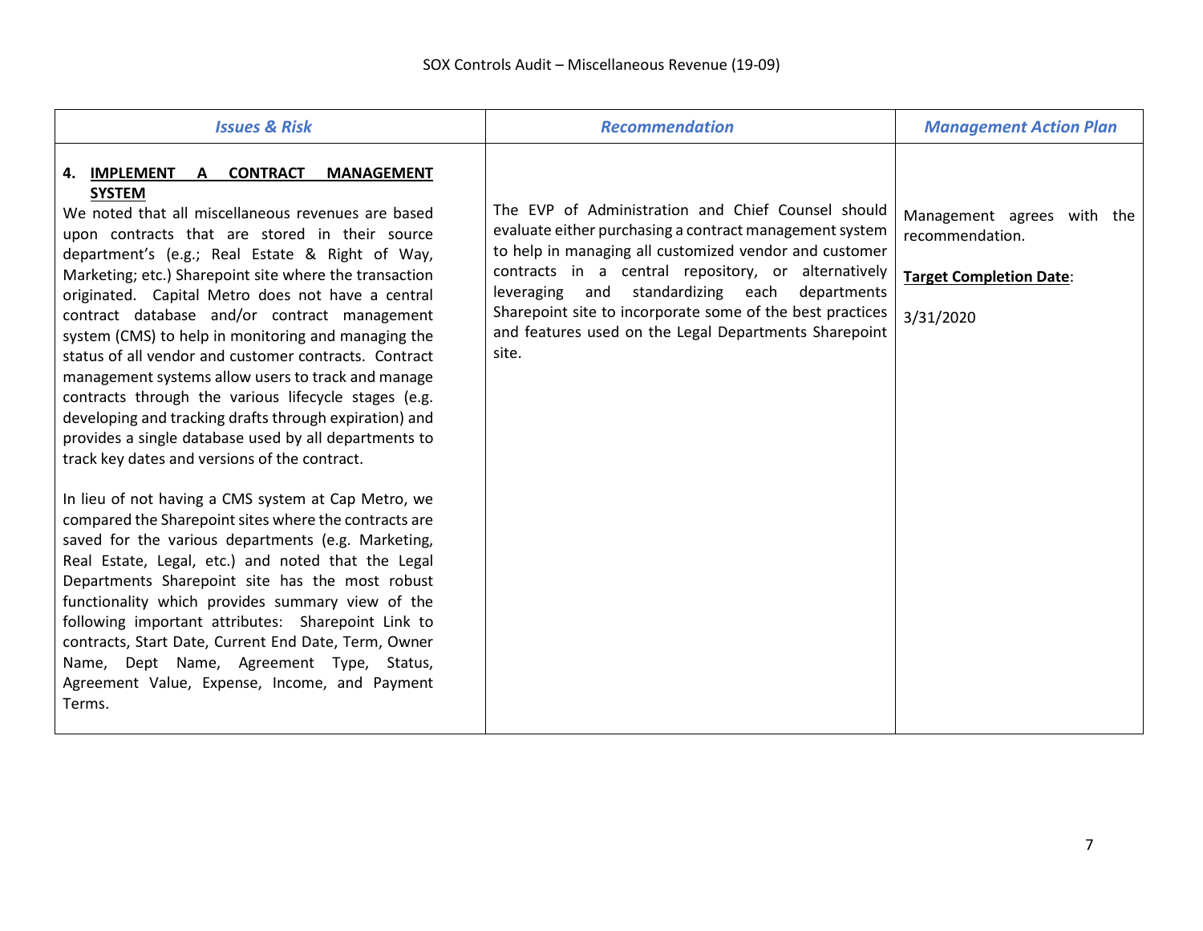| *Issues & Risk* | *Recommendation* | *Management Action Plan* |
|---|---|---|
| **4. IMPLEMENT A CONTRACT MANAGEMENT SYSTEM**<br>We noted that all miscellaneous revenues are based upon contracts that are stored in their source department's (e.g.; Real Estate & Right of Way, Marketing; etc.) Sharepoint site where the transaction originated. Capital Metro does not have a central contract database and/or contract management system (CMS) to help in monitoring and managing the status of all vendor and customer contracts. Contract management systems allow users to track and manage contracts through the various lifecycle stages (e.g. developing and tracking drafts through expiration) and provides a single database used by all departments to track key dates and versions of the contract.<br><br>In lieu of not having a CMS system at Cap Metro, we compared the Sharepoint sites where the contracts are saved for the various departments (e.g. Marketing, Real Estate, Legal, etc.) and noted that the Legal Departments Sharepoint site has the most robust functionality which provides summary view of the following important attributes: Sharepoint Link to contracts, Start Date, Current End Date, Term, Owner Name, Dept Name, Agreement Type, Status, Agreement Value, Expense, Income, and Payment Terms. | The EVP of Administration and Chief Counsel should evaluate either purchasing a contract management system to help in managing all customized vendor and customer contracts in a central repository, or alternatively leveraging and standardizing each departments Sharepoint site to incorporate some of the best practices and features used on the Legal Departments Sharepoint site. | Management agrees with the recommendation.<br><br>**Target Completion Date**:<br><br>3/31/2020 |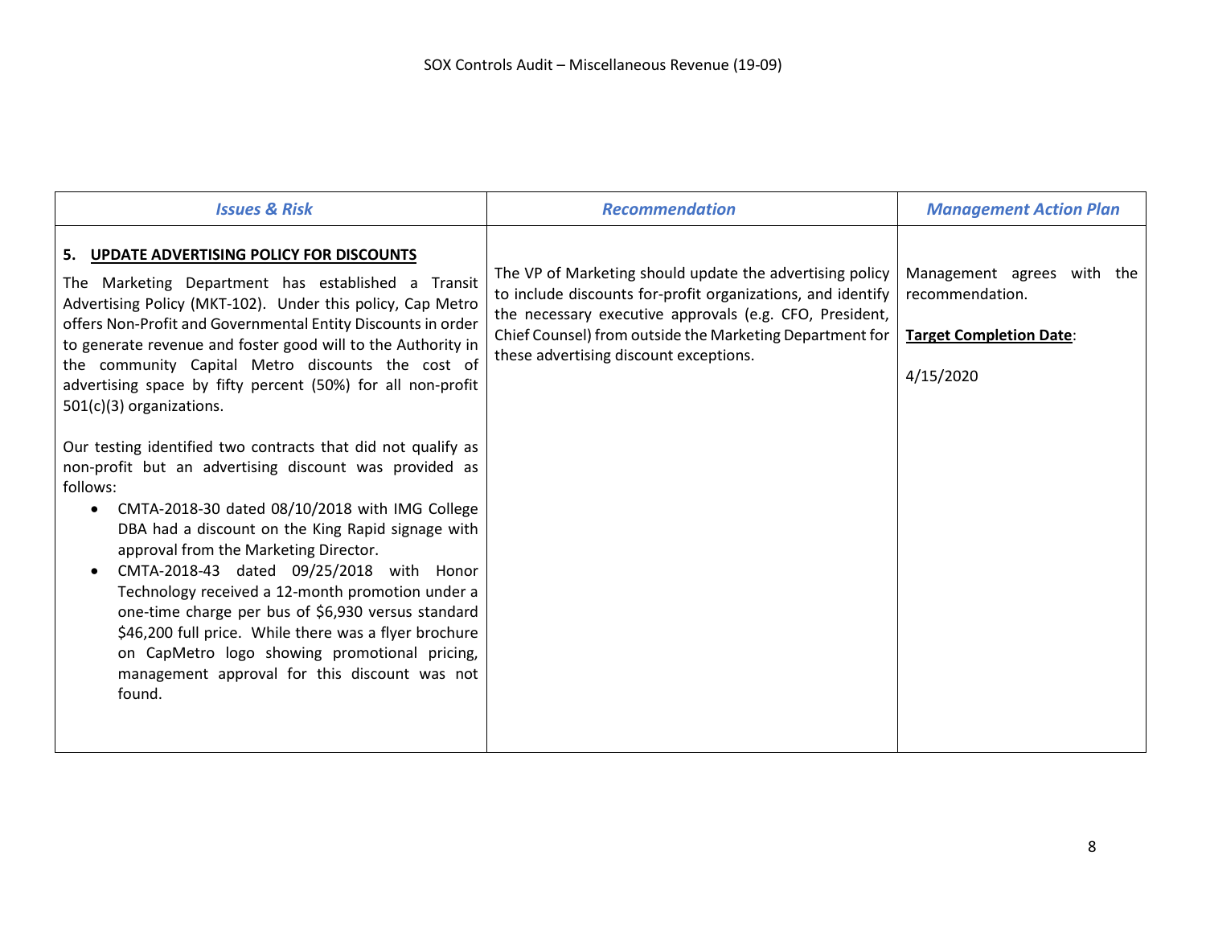| *Issues & Risk* | *Recommendation* | *Management Action Plan* |
|---|---|---|
| **5. UPDATE ADVERTISING POLICY FOR DISCOUNTS**<br><br>The Marketing Department has established a Transit Advertising Policy (MKT-102). Under this policy, Cap Metro offers Non-Profit and Governmental Entity Discounts in order to generate revenue and foster good will to the Authority in the community Capital Metro discounts the cost of advertising space by fifty percent (50%) for all non-profit 501(c)(3) organizations.<br><br>Our testing identified two contracts that did not qualify as non-profit but an advertising discount was provided as follows:<br>• CMTA-2018-30 dated 08/10/2018 with IMG College DBA had a discount on the King Rapid signage with approval from the Marketing Director.<br>• CMTA-2018-43 dated 09/25/2018 with Honor Technology received a 12-month promotion under a one-time charge per bus of $6,930 versus standard $46,200 full price. While there was a flyer brochure on CapMetro logo showing promotional pricing, management approval for this discount was not found. | The VP of Marketing should update the advertising policy to include discounts for-profit organizations, and identify the necessary executive approvals (e.g. CFO, President, Chief Counsel) from outside the Marketing Department for these advertising discount exceptions. | Management agrees with the recommendation.<br><br>**Target Completion Date**:<br><br>4/15/2020 |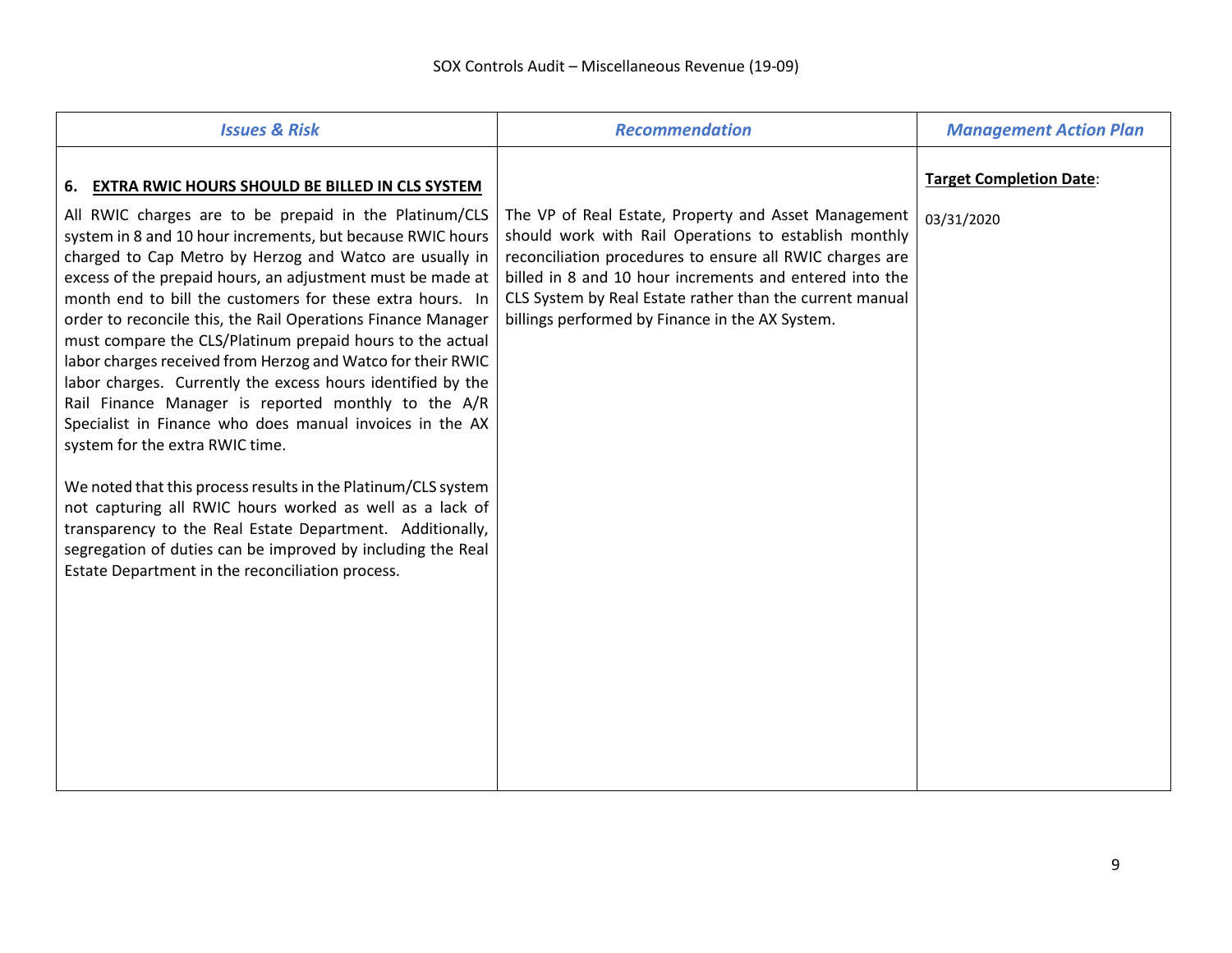| *Issues & Risk* | *Recommendation* | *Management Action Plan* |
|---|---|---|
| **6. EXTRA RWIC HOURS SHOULD BE BILLED IN CLS SYSTEM**<br><br>All RWIC charges are to be prepaid in the Platinum/CLS system in 8 and 10 hour increments, but because RWIC hours charged to Cap Metro by Herzog and Watco are usually in excess of the prepaid hours, an adjustment must be made at month end to bill the customers for these extra hours. In order to reconcile this, the Rail Operations Finance Manager must compare the CLS/Platinum prepaid hours to the actual labor charges received from Herzog and Watco for their RWIC labor charges. Currently the excess hours identified by the Rail Finance Manager is reported monthly to the A/R Specialist in Finance who does manual invoices in the AX system for the extra RWIC time.<br><br>We noted that this process results in the Platinum/CLS system not capturing all RWIC hours worked as well as a lack of transparency to the Real Estate Department. Additionally, segregation of duties can be improved by including the Real Estate Department in the reconciliation process. | The VP of Real Estate, Property and Asset Management should work with Rail Operations to establish monthly reconciliation procedures to ensure all RWIC charges are billed in 8 and 10 hour increments and entered into the CLS System by Real Estate rather than the current manual billings performed by Finance in the AX System. | **Target Completion Date**:<br><br>03/31/2020 |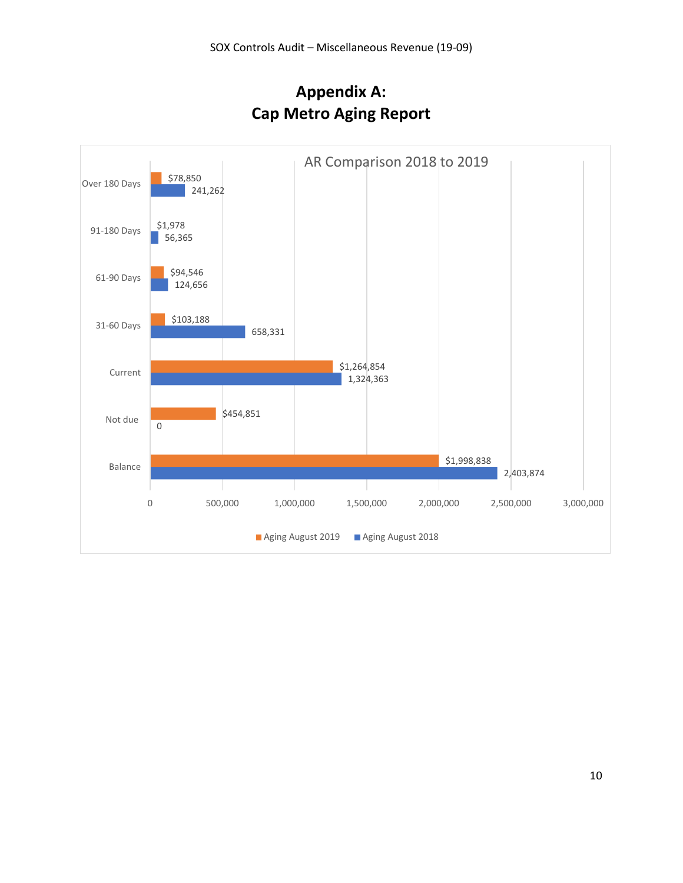# Appendix A:
# Cap Metro Aging Report

AR Comparison 2018 to 2019

Over 180 Days
$78,850
241,262

91-180 Days
$1,978
56,365

61-90 Days
$94,546
124,656

31-60 Days
$103,188
658,331

Current
$1,264,854
1,324,363

Not due
$454,851
0

Balance
$1,998,838
2,403,874

0
500,000
1,000,000
1,500,000
2,000,000
2,500,000
3,000,000

Aging August 2019
Aging August 2018